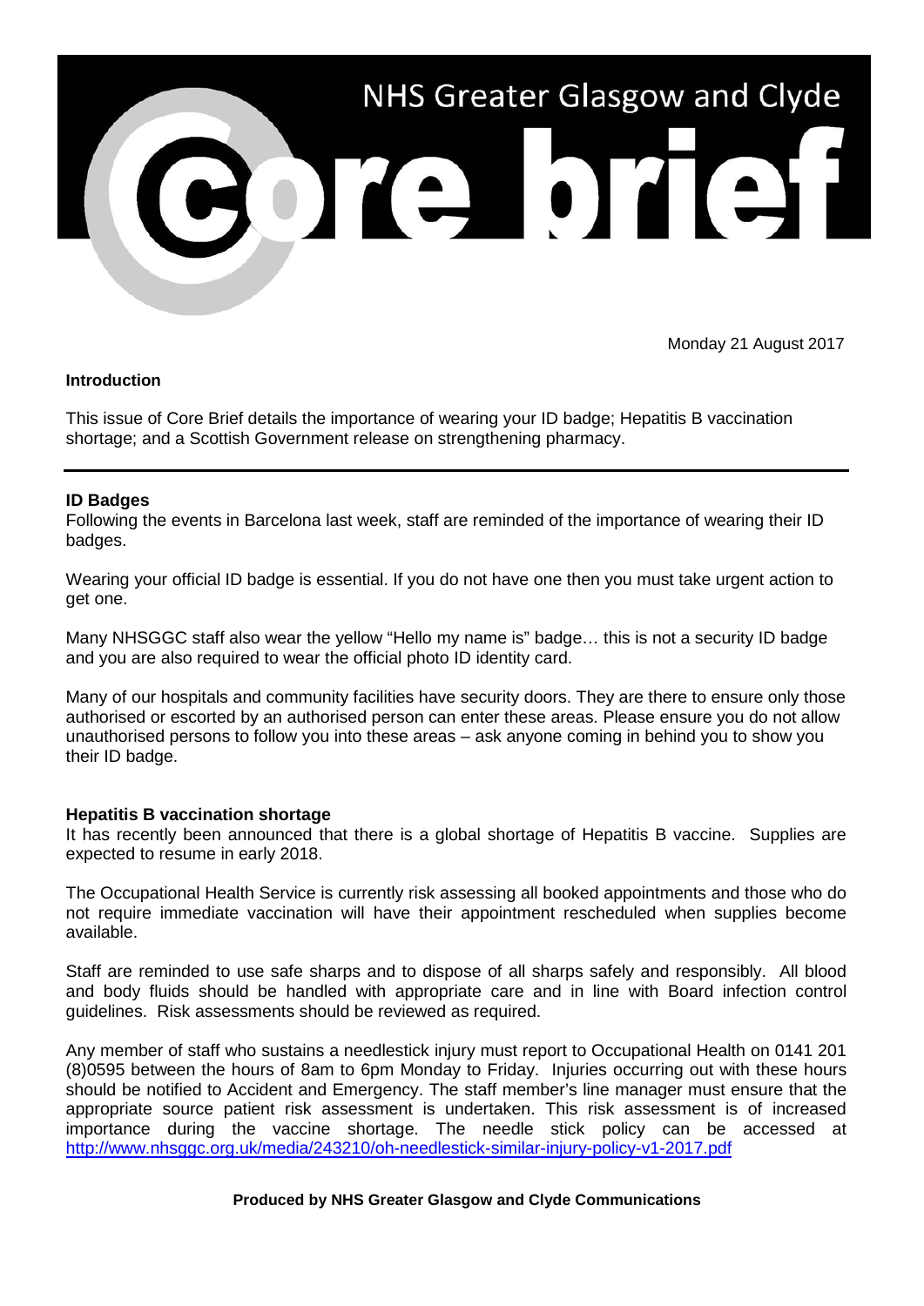# NHS Greater Glasgow and Clyde Core brief

Monday 21 August 2017

**Introduction**

This issue of Core Brief details the importance of wearing your ID badge; Hepatitis B vaccination shortage; and a Scottish Government release on strengthening pharmacy.

---

## ID Badges

Following the events in Barcelona last week, staff are reminded of the importance of wearing their ID badges.

Wearing your official ID badge is essential. If you do not have one then you must take urgent action to get one.

Many NHSGGC staff also wear the yellow "Hello my name is" badge… this is not a security ID badge and you are also required to wear the official photo ID identity card.

Many of our hospitals and community facilities have security doors. They are there to ensure only those authorised or escorted by an authorised person can enter these areas. Please ensure you do not allow unauthorised persons to follow you into these areas – ask anyone coming in behind you to show you their ID badge.

## Hepatitis B vaccination shortage

It has recently been announced that there is a global shortage of Hepatitis B vaccine. Supplies are expected to resume in early 2018.

The Occupational Health Service is currently risk assessing all booked appointments and those who do not require immediate vaccination will have their appointment rescheduled when supplies become available.

Staff are reminded to use safe sharps and to dispose of all sharps safely and responsibly. All blood and body fluids should be handled with appropriate care and in line with Board infection control guidelines. Risk assessments should be reviewed as required.

Any member of staff who sustains a needlestick injury must report to Occupational Health on 0141 201 (8)0595 between the hours of 8am to 6pm Monday to Friday. Injuries occurring out with these hours should be notified to Accident and Emergency. The staff member's line manager must ensure that the appropriate source patient risk assessment is undertaken. This risk assessment is of increased importance during the vaccine shortage. The needle stick policy can be accessed at http://www.nhsggc.org.uk/media/243210/oh-needlestick-similar-injury-policy-v1-2017.pdf

**Produced by NHS Greater Glasgow and Clyde Communications**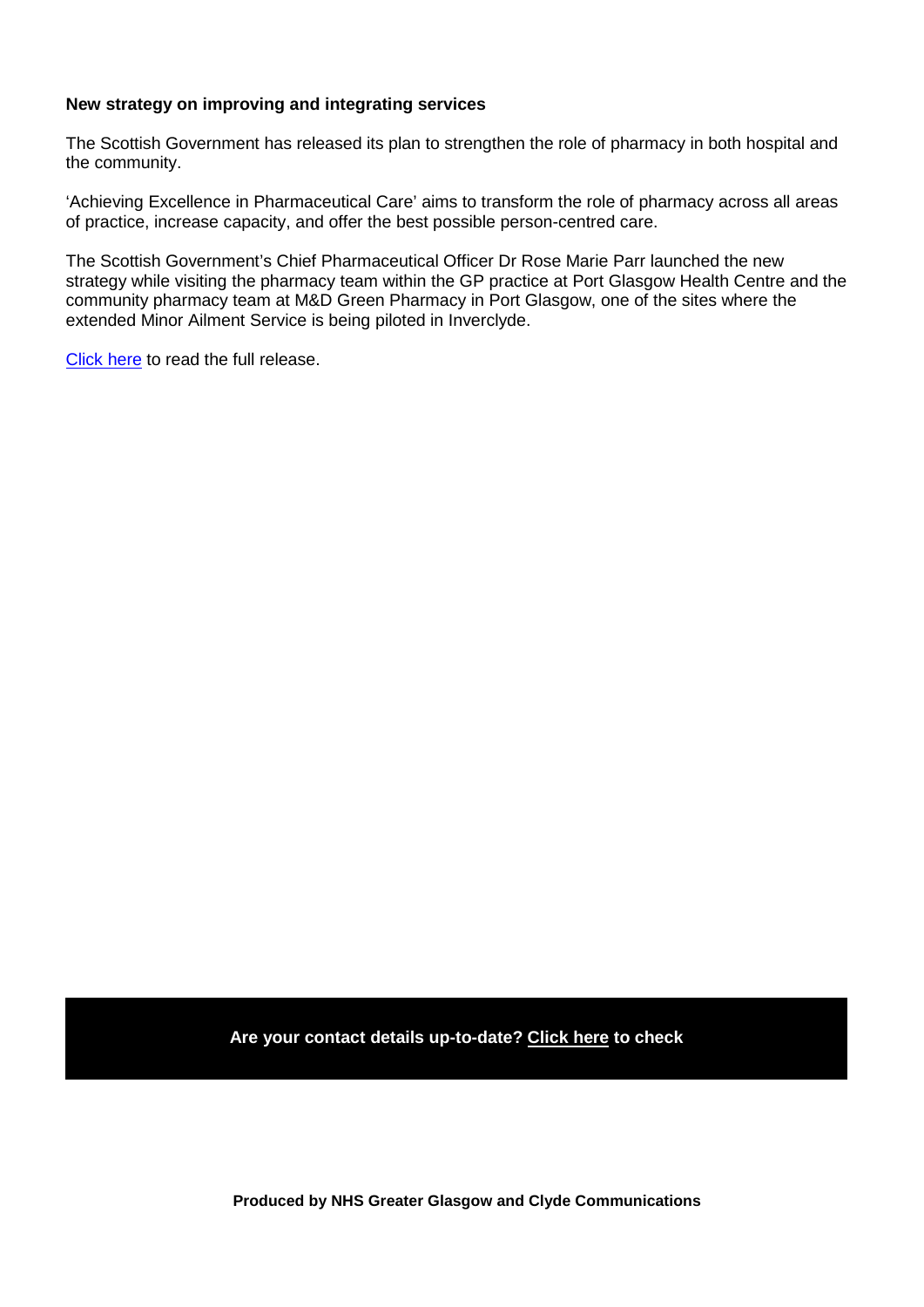**New strategy on improving and integrating services**

The Scottish Government has released its plan to strengthen the role of pharmacy in both hospital and the community.

'Achieving Excellence in Pharmaceutical Care' aims to transform the role of pharmacy across all areas of practice, increase capacity, and offer the best possible person-centred care.

The Scottish Government's Chief Pharmaceutical Officer Dr Rose Marie Parr launched the new strategy while visiting the pharmacy team within the GP practice at Port Glasgow Health Centre and the community pharmacy team at M&D Green Pharmacy in Port Glasgow, one of the sites where the extended Minor Ailment Service is being piloted in Inverclyde.

Click here to read the full release.

**Are your contact details up-to-date? Click here to check**

**Produced by NHS Greater Glasgow and Clyde Communications**